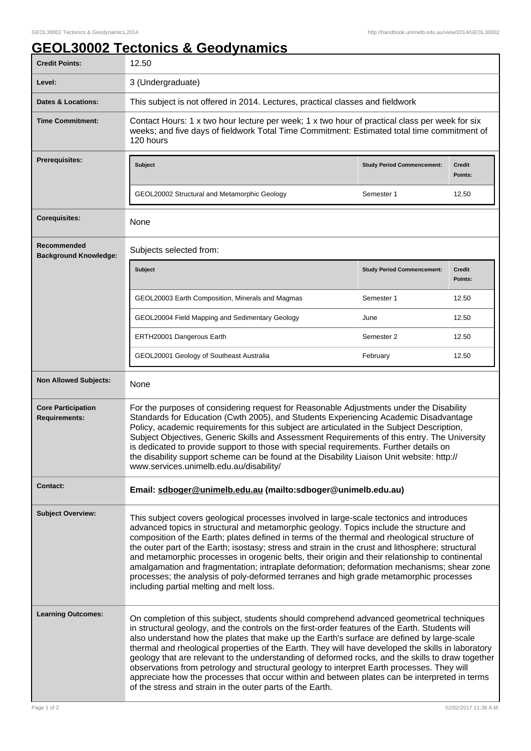# GEOL30002 Tectonics & Geodynamics

| | |
|---|---|
| **Credit Points:** | 12.50 |
| **Level:** | 3 (Undergraduate) |
| **Dates & Locations:** | This subject is not offered in 2014. Lectures, practical classes and fieldwork |
| **Time Commitment:** | Contact Hours: 1 x two hour lecture per week; 1 x two hour of practical class per week for six weeks; and five days of fieldwork Total Time Commitment: Estimated total time commitment of 120 hours |
| **Prerequisites:** | see table below |

**Prerequisites:**

| Subject | Study Period Commencement: | Credit Points: |
|---|---|---|
| GEOL20002 Structural and Metamorphic Geology | Semester 1 | 12.50 |

| | |
|---|---|
| **Corequisites:** | None |

**Recommended Background Knowledge:**

Subjects selected from:

| Subject | Study Period Commencement: | Credit Points: |
|---|---|---|
| GEOL20003 Earth Composition, Minerals and Magmas | Semester 1 | 12.50 |
| GEOL20004 Field Mapping and Sedimentary Geology | June | 12.50 |
| ERTH20001 Dangerous Earth | Semester 2 | 12.50 |
| GEOL20001 Geology of Southeast Australia | February | 12.50 |

| | |
|---|---|
| **Non Allowed Subjects:** | None |
| **Core Participation Requirements:** | For the purposes of considering request for Reasonable Adjustments under the Disability Standards for Education (Cwth 2005), and Students Experiencing Academic Disadvantage Policy, academic requirements for this subject are articulated in the Subject Description, Subject Objectives, Generic Skills and Assessment Requirements of this entry. The University is dedicated to provide support to those with special requirements. Further details on the disability support scheme can be found at the Disability Liaison Unit website: http://www.services.unimelb.edu.au/disability/ |
| **Contact:** | **Email: sdboger@unimelb.edu.au (mailto:sdboger@unimelb.edu.au)** |
| **Subject Overview:** | This subject covers geological processes involved in large-scale tectonics and introduces advanced topics in structural and metamorphic geology. Topics include the structure and composition of the Earth; plates defined in terms of the thermal and rheological structure of the outer part of the Earth; isostasy; stress and strain in the crust and lithosphere; structural and metamorphic processes in orogenic belts, their origin and their relationship to continental amalgamation and fragmentation; intraplate deformation; deformation mechanisms; shear zone processes; the analysis of poly-deformed terranes and high grade metamorphic processes including partial melting and melt loss. |
| **Learning Outcomes:** | On completion of this subject, students should comprehend advanced geometrical techniques in structural geology, and the controls on the first-order features of the Earth. Students will also understand how the plates that make up the Earth's surface are defined by large-scale thermal and rheological properties of the Earth. They will have developed the skills in laboratory geology that are relevant to the understanding of deformed rocks, and the skills to draw together observations from petrology and structural geology to interpret Earth processes. They will appreciate how the processes that occur within and between plates can be interpreted in terms of the stress and strain in the outer parts of the Earth. |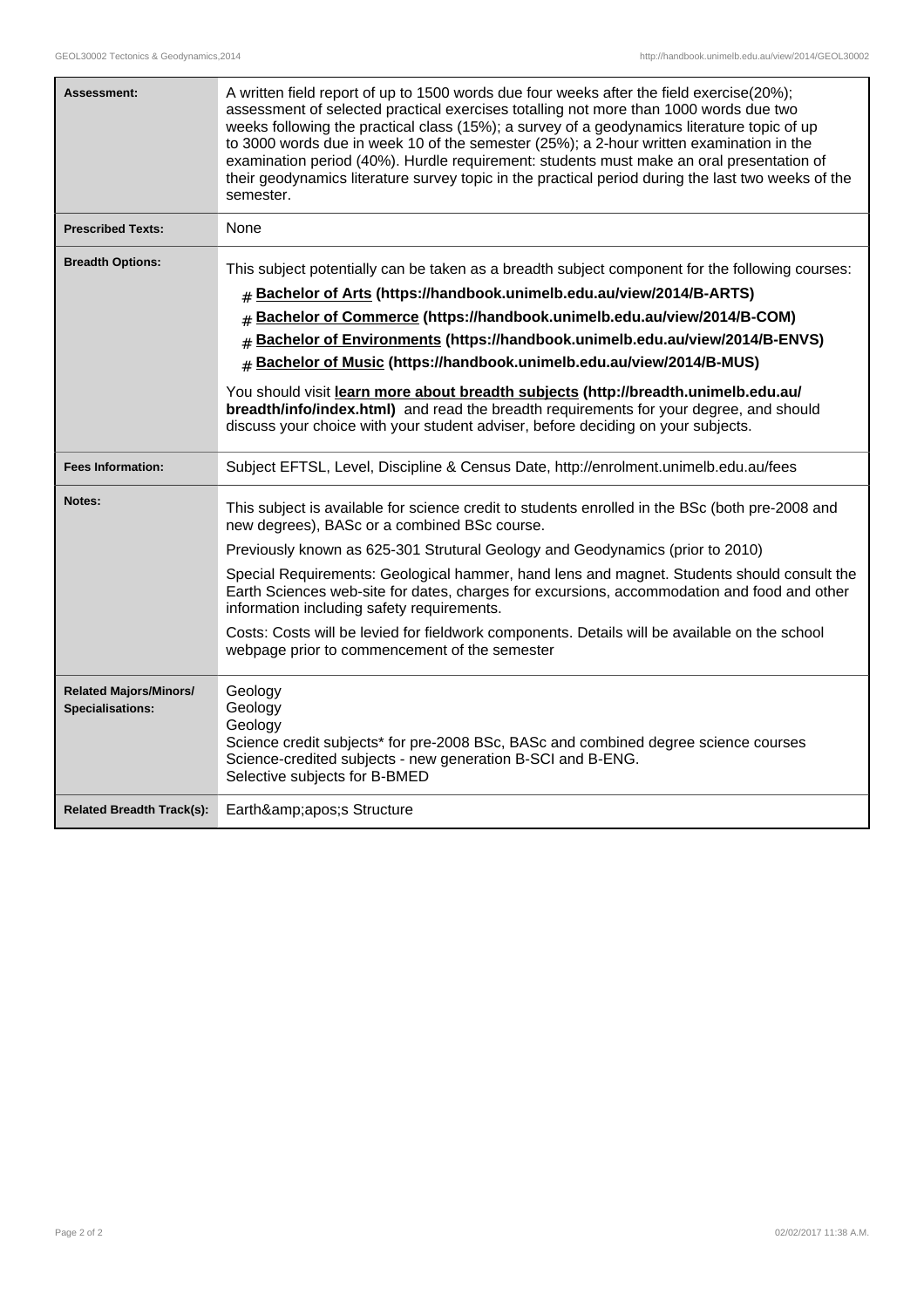| | |
|---|---|
| **Assessment:** | A written field report of up to 1500 words due four weeks after the field exercise(20%); assessment of selected practical exercises totalling not more than 1000 words due two weeks following the practical class (15%); a survey of a geodynamics literature topic of up to 3000 words due in week 10 of the semester (25%); a 2-hour written examination in the examination period (40%). Hurdle requirement: students must make an oral presentation of their geodynamics literature survey topic in the practical period during the last two weeks of the semester. |
| **Prescribed Texts:** | None |
| **Breadth Options:** | This subject potentially can be taken as a breadth subject component for the following courses:<br># **Bachelor of Arts (https://handbook.unimelb.edu.au/view/2014/B-ARTS)**<br># **Bachelor of Commerce (https://handbook.unimelb.edu.au/view/2014/B-COM)**<br># **Bachelor of Environments (https://handbook.unimelb.edu.au/view/2014/B-ENVS)**<br># **Bachelor of Music (https://handbook.unimelb.edu.au/view/2014/B-MUS)**<br>You should visit **learn more about breadth subjects (http://breadth.unimelb.edu.au/breadth/info/index.html)** and read the breadth requirements for your degree, and should discuss your choice with your student adviser, before deciding on your subjects. |
| **Fees Information:** | Subject EFTSL, Level, Discipline & Census Date, http://enrolment.unimelb.edu.au/fees |
| **Notes:** | This subject is available for science credit to students enrolled in the BSc (both pre-2008 and new degrees), BASc or a combined BSc course.<br>Previously known as 625-301 Strutural Geology and Geodynamics (prior to 2010)<br>Special Requirements: Geological hammer, hand lens and magnet. Students should consult the Earth Sciences web-site for dates, charges for excursions, accommodation and food and other information including safety requirements.<br>Costs: Costs will be levied for fieldwork components. Details will be available on the school webpage prior to commencement of the semester |
| **Related Majors/Minors/ Specialisations:** | Geology<br>Geology<br>Geology<br>Science credit subjects* for pre-2008 BSc, BASc and combined degree science courses<br>Science-credited subjects - new generation B-SCI and B-ENG.<br>Selective subjects for B-BMED |
| **Related Breadth Track(s):** | Earth&amp;apos;s Structure |